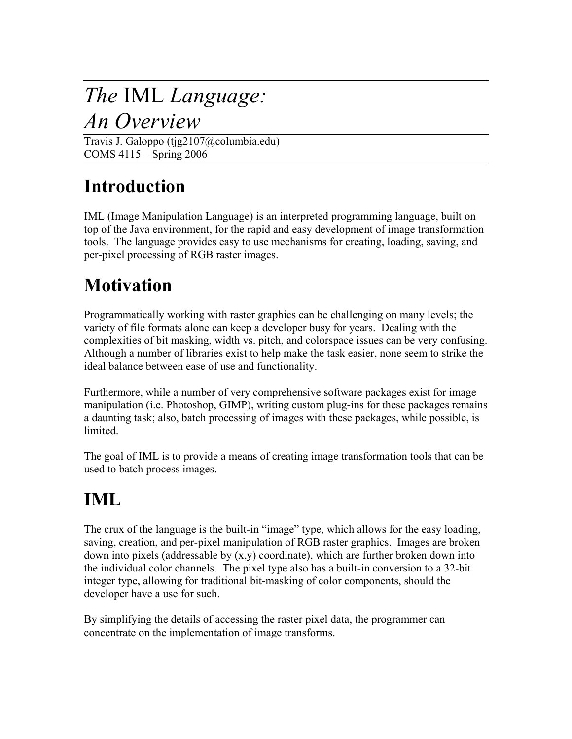# *The* IML *Language: An Overview*

Travis J. Galoppo (tjg2107@columbia.edu)
COMS 4115 – Spring 2006

## Introduction

IML (Image Manipulation Language) is an interpreted programming language, built on top of the Java environment, for the rapid and easy development of image transformation tools. The language provides easy to use mechanisms for creating, loading, saving, and per-pixel processing of RGB raster images.

## Motivation

Programmatically working with raster graphics can be challenging on many levels; the variety of file formats alone can keep a developer busy for years. Dealing with the complexities of bit masking, width vs. pitch, and colorspace issues can be very confusing. Although a number of libraries exist to help make the task easier, none seem to strike the ideal balance between ease of use and functionality.

Furthermore, while a number of very comprehensive software packages exist for image manipulation (i.e. Photoshop, GIMP), writing custom plug-ins for these packages remains a daunting task; also, batch processing of images with these packages, while possible, is limited.

The goal of IML is to provide a means of creating image transformation tools that can be used to batch process images.

## IML

The crux of the language is the built-in "image" type, which allows for the easy loading, saving, creation, and per-pixel manipulation of RGB raster graphics. Images are broken down into pixels (addressable by (x,y) coordinate), which are further broken down into the individual color channels. The pixel type also has a built-in conversion to a 32-bit integer type, allowing for traditional bit-masking of color components, should the developer have a use for such.

By simplifying the details of accessing the raster pixel data, the programmer can concentrate on the implementation of image transforms.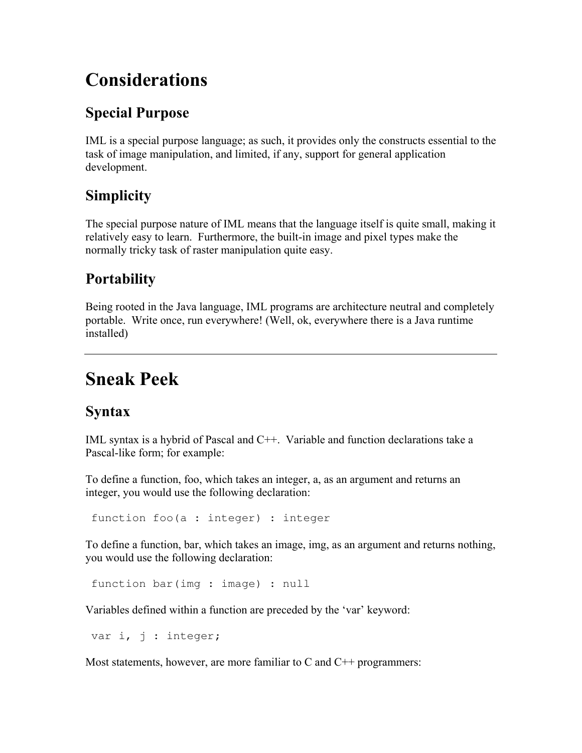# Considerations

## Special Purpose

IML is a special purpose language; as such, it provides only the constructs essential to the task of image manipulation, and limited, if any, support for general application development.

## Simplicity

The special purpose nature of IML means that the language itself is quite small, making it relatively easy to learn. Furthermore, the built-in image and pixel types make the normally tricky task of raster manipulation quite easy.

## Portability

Being rooted in the Java language, IML programs are architecture neutral and completely portable. Write once, run everywhere! (Well, ok, everywhere there is a Java runtime installed)

---

# Sneak Peek

## Syntax

IML syntax is a hybrid of Pascal and C++. Variable and function declarations take a Pascal-like form; for example:

To define a function, foo, which takes an integer, a, as an argument and returns an integer, you would use the following declaration:

```
function foo(a : integer) : integer
```

To define a function, bar, which takes an image, img, as an argument and returns nothing, you would use the following declaration:

```
function bar(img : image) : null
```

Variables defined within a function are preceded by the 'var' keyword:

```
var i, j : integer;
```

Most statements, however, are more familiar to C and C++ programmers: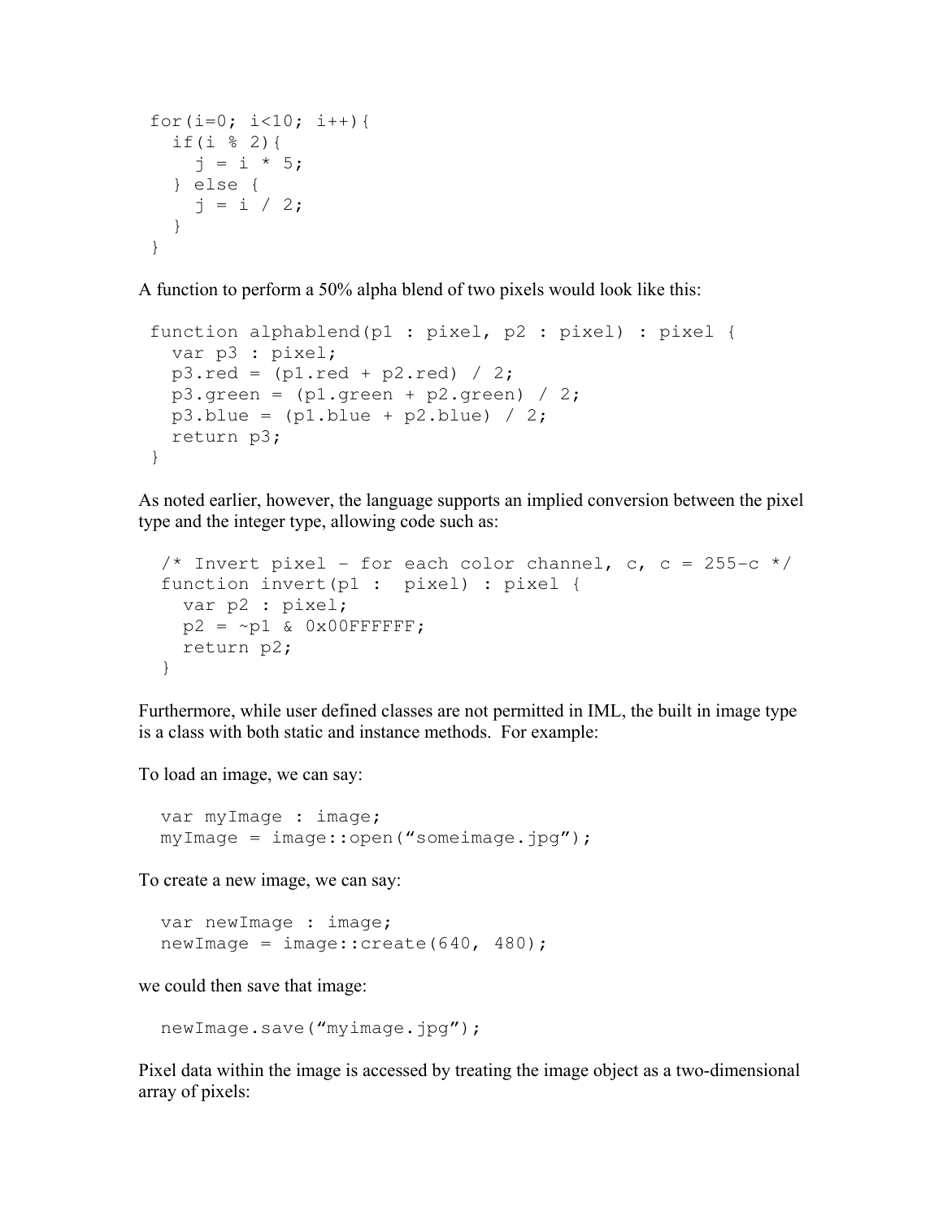```
for(i=0; i<10; i++){
  if(i % 2){
    j = i * 5;
  } else {
    j = i / 2;
  }
}
```

A function to perform a 50% alpha blend of two pixels would look like this:

```
function alphablend(p1 : pixel, p2 : pixel) : pixel {
  var p3 : pixel;
  p3.red = (p1.red + p2.red) / 2;
  p3.green = (p1.green + p2.green) / 2;
  p3.blue = (p1.blue + p2.blue) / 2;
  return p3;
}
```

As noted earlier, however, the language supports an implied conversion between the pixel type and the integer type, allowing code such as:

```
/* Invert pixel - for each color channel, c, c = 255-c */
function invert(p1 :  pixel) : pixel {
  var p2 : pixel;
  p2 = ~p1 & 0x00FFFFFF;
  return p2;
}
```

Furthermore, while user defined classes are not permitted in IML, the built in image type is a class with both static and instance methods. For example:

To load an image, we can say:

```
var myImage : image;
myImage = image::open("someimage.jpg");
```

To create a new image, we can say:

```
var newImage : image;
newImage = image::create(640, 480);
```

we could then save that image:

```
newImage.save("myimage.jpg");
```

Pixel data within the image is accessed by treating the image object as a two-dimensional array of pixels: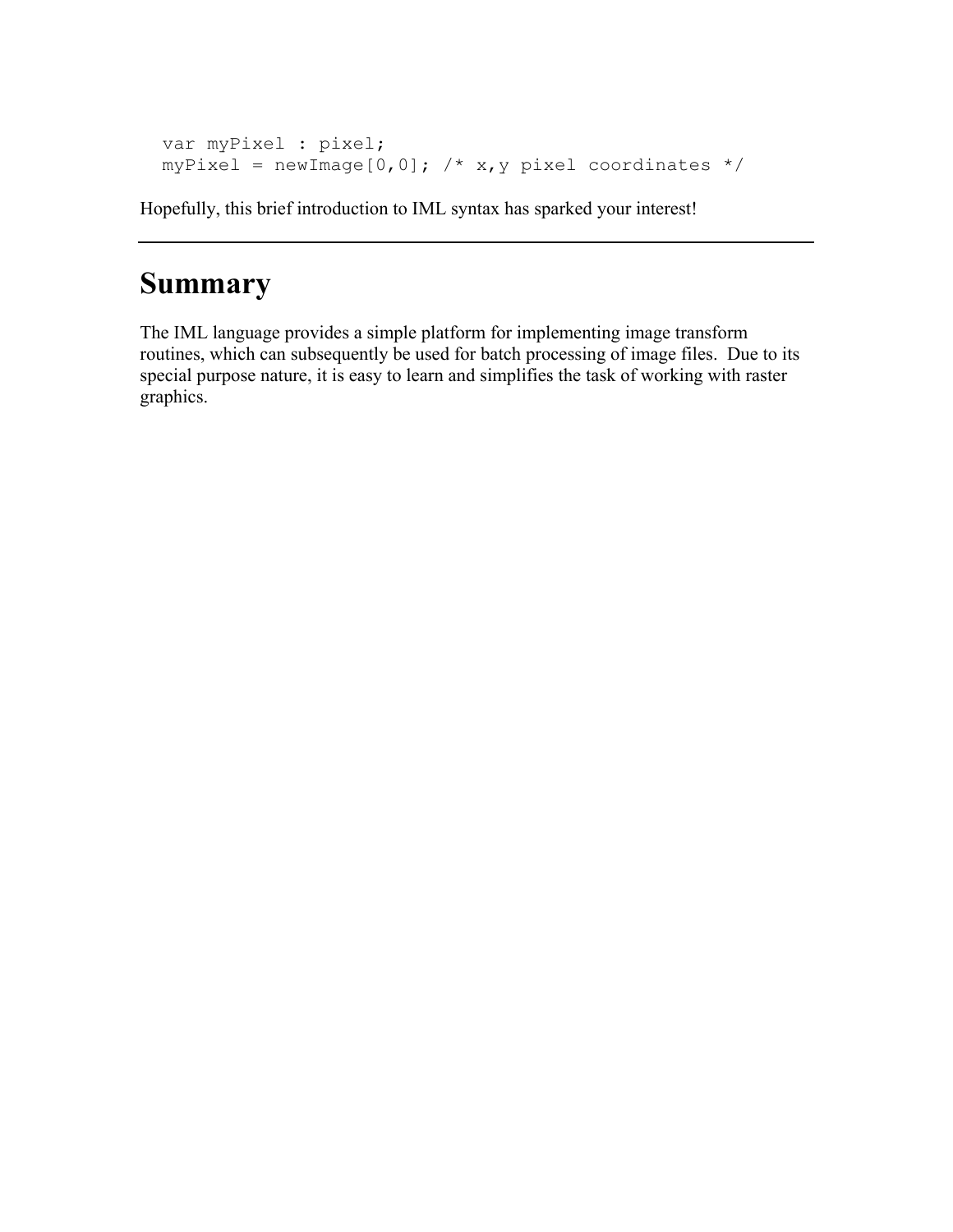```
var myPixel : pixel;
myPixel = newImage[0,0]; /* x,y pixel coordinates */
```

Hopefully, this brief introduction to IML syntax has sparked your interest!

---

# Summary

The IML language provides a simple platform for implementing image transform routines, which can subsequently be used for batch processing of image files. Due to its special purpose nature, it is easy to learn and simplifies the task of working with raster graphics.